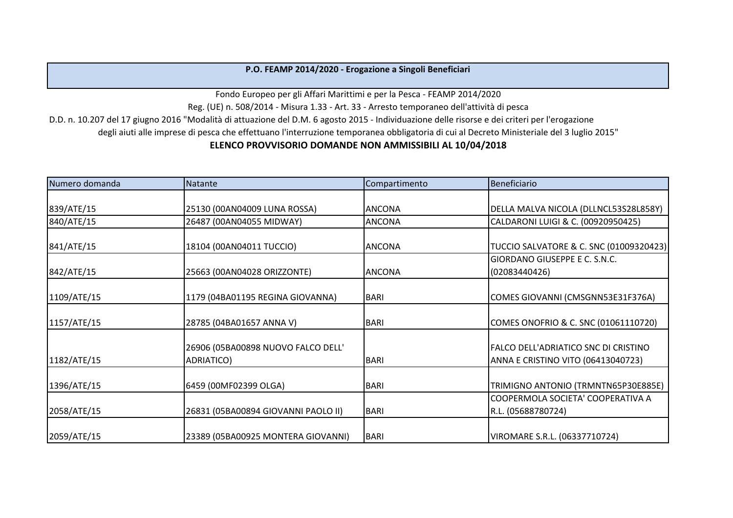**P.O. FEAMP 2014/2020 - Erogazione a Singoli Beneficiari**

Fondo Europeo per gli Affari Marittimi e per la Pesca - FEAMP 2014/2020

Reg. (UE) n. 508/2014 - Misura 1.33 - Art. 33 - Arresto temporaneo dell'attività di pesca

D.D. n. 10.207 del 17 giugno 2016 "Modalità di attuazione del D.M. 6 agosto 2015 - Individuazione delle risorse e dei criteri per l'erogazione degli aiuti alle imprese di pesca che effettuano l'interruzione temporanea obbligatoria di cui al Decreto Ministeriale del 3 luglio 2015"

## ELENCO PROVVISORIO DOMANDE NON AMMISSIBILI AL 10/04/2018

| Numero domanda | Natante | Compartimento | Beneficiario |
|---|---|---|---|
| 839/ATE/15 | 25130 (00AN04009 LUNA ROSSA) | ANCONA | DELLA MALVA NICOLA (DLLNCL53S28L858Y) |
| 840/ATE/15 | 26487 (00AN04055 MIDWAY) | ANCONA | CALDARONI LUIGI & C. (00920950425) |
| 841/ATE/15 | 18104 (00AN04011 TUCCIO) | ANCONA | TUCCIO SALVATORE & C. SNC (01009320423) |
| 842/ATE/15 | 25663 (00AN04028 ORIZZONTE) | ANCONA | GIORDANO GIUSEPPE E C. S.N.C. (02083440426) |
| 1109/ATE/15 | 1179 (04BA01195 REGINA GIOVANNA) | BARI | COMES GIOVANNI (CMSGNN53E31F376A) |
| 1157/ATE/15 | 28785 (04BA01657 ANNA V) | BARI | COMES ONOFRIO & C. SNC (01061110720) |
| 1182/ATE/15 | 26906 (05BA00898 NUOVO FALCO DELL' ADRIATICO) | BARI | FALCO DELL'ADRIATICO SNC DI CRISTINO ANNA E CRISTINO VITO (06413040723) |
| 1396/ATE/15 | 6459 (00MF02399 OLGA) | BARI | TRIMIGNO ANTONIO (TRMNTN65P30E885E) |
| 2058/ATE/15 | 26831 (05BA00894 GIOVANNI PAOLO II) | BARI | COOPERMOLA SOCIETA' COOPERATIVA A R.L. (05688780724) |
| 2059/ATE/15 | 23389 (05BA00925 MONTERA GIOVANNI) | BARI | VIROMARE S.R.L. (06337710724) |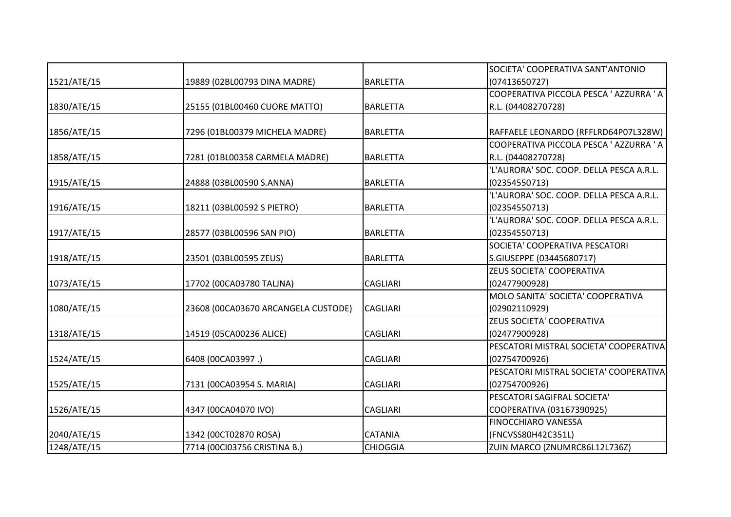| | | | |
|---|---|---|---|
| 1521/ATE/15 | 19889 (02BL00793 DINA MADRE) | BARLETTA | SOCIETA' COOPERATIVA SANT'ANTONIO (07413650727) |
| 1830/ATE/15 | 25155 (01BL00460 CUORE MATTO) | BARLETTA | COOPERATIVA PICCOLA PESCA ' AZZURRA ' A R.L. (04408270728) |
| 1856/ATE/15 | 7296 (01BL00379 MICHELA MADRE) | BARLETTA | RAFFAELE LEONARDO (RFFLRD64P07L328W) |
| 1858/ATE/15 | 7281 (01BL00358 CARMELA MADRE) | BARLETTA | COOPERATIVA PICCOLA PESCA ' AZZURRA ' A R.L. (04408270728) |
| 1915/ATE/15 | 24888 (03BL00590 S.ANNA) | BARLETTA | 'L'AURORA' SOC. COOP. DELLA PESCA A.R.L. (02354550713) |
| 1916/ATE/15 | 18211 (03BL00592 S PIETRO) | BARLETTA | 'L'AURORA' SOC. COOP. DELLA PESCA A.R.L. (02354550713) |
| 1917/ATE/15 | 28577 (03BL00596 SAN PIO) | BARLETTA | 'L'AURORA' SOC. COOP. DELLA PESCA A.R.L. (02354550713) |
| 1918/ATE/15 | 23501 (03BL00595 ZEUS) | BARLETTA | SOCIETA' COOPERATIVA PESCATORI S.GIUSEPPE (03445680717) |
| 1073/ATE/15 | 17702 (00CA03780 TALJNA) | CAGLIARI | ZEUS SOCIETA' COOPERATIVA (02477900928) |
| 1080/ATE/15 | 23608 (00CA03670 ARCANGELA CUSTODE) | CAGLIARI | MOLO SANITA' SOCIETA' COOPERATIVA (02902110929) |
| 1318/ATE/15 | 14519 (05CA00236 ALICE) | CAGLIARI | ZEUS SOCIETA' COOPERATIVA (02477900928) |
| 1524/ATE/15 | 6408 (00CA03997 .) | CAGLIARI | PESCATORI MISTRAL SOCIETA' COOPERATIVA (02754700926) |
| 1525/ATE/15 | 7131 (00CA03954 S. MARIA) | CAGLIARI | PESCATORI MISTRAL SOCIETA' COOPERATIVA (02754700926) |
| 1526/ATE/15 | 4347 (00CA04070 IVO) | CAGLIARI | PESCATORI SAGIFRAL SOCIETA' COOPERATIVA (03167390925) |
| 2040/ATE/15 | 1342 (00CT02870 ROSA) | CATANIA | FINOCCHIARO VANESSA (FNCVSS80H42C351L) |
| 1248/ATE/15 | 7714 (00CI03756 CRISTINA B.) | CHIOGGIA | ZUIN MARCO (ZNUMRC86L12L736Z) |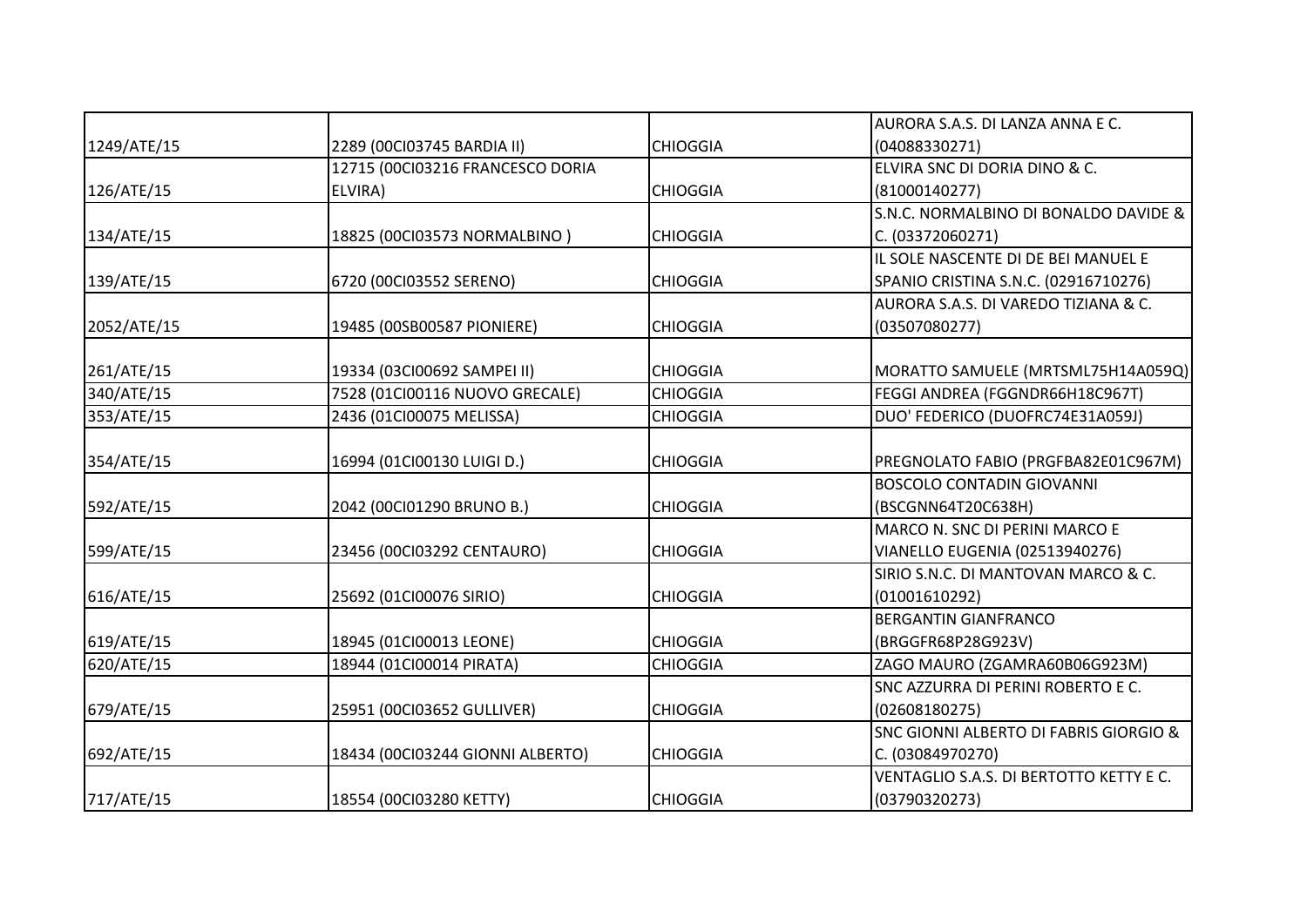| | | | |
|---|---|---|---|
| 1249/ATE/15 | 2289 (00CI03745 BARDIA II) | CHIOGGIA | AURORA S.A.S. DI LANZA ANNA E C. (04088330271) |
| 126/ATE/15 | 12715 (00CI03216 FRANCESCO DORIA ELVIRA) | CHIOGGIA | ELVIRA SNC DI DORIA DINO & C. (81000140277) |
| 134/ATE/15 | 18825 (00CI03573 NORMALBINO ) | CHIOGGIA | S.N.C. NORMALBINO DI BONALDO DAVIDE & C. (03372060271) |
| 139/ATE/15 | 6720 (00CI03552 SERENO) | CHIOGGIA | IL SOLE NASCENTE DI DE BEI MANUEL E SPANIO CRISTINA S.N.C. (02916710276) |
| 2052/ATE/15 | 19485 (00SB00587 PIONIERE) | CHIOGGIA | AURORA S.A.S. DI VAREDO TIZIANA & C. (03507080277) |
| 261/ATE/15 | 19334 (03CI00692 SAMPEI II) | CHIOGGIA | MORATTO SAMUELE (MRTSML75H14A059Q) |
| 340/ATE/15 | 7528 (01CI00116 NUOVO GRECALE) | CHIOGGIA | FEGGI ANDREA (FGGNDR66H18C967T) |
| 353/ATE/15 | 2436 (01CI00075 MELISSA) | CHIOGGIA | DUO' FEDERICO (DUOFRC74E31A059J) |
| 354/ATE/15 | 16994 (01CI00130 LUIGI D.) | CHIOGGIA | PREGNOLATO FABIO (PRGFBA82E01C967M) |
| 592/ATE/15 | 2042 (00CI01290 BRUNO B.) | CHIOGGIA | BOSCOLO CONTADIN GIOVANNI (BSCGNN64T20C638H) |
| 599/ATE/15 | 23456 (00CI03292 CENTAURO) | CHIOGGIA | MARCO N. SNC DI PERINI MARCO E VIANELLO EUGENIA (02513940276) |
| 616/ATE/15 | 25692 (01CI00076 SIRIO) | CHIOGGIA | SIRIO S.N.C. DI MANTOVAN MARCO & C. (01001610292) |
| 619/ATE/15 | 18945 (01CI00013 LEONE) | CHIOGGIA | BERGANTIN GIANFRANCO (BRGGFR68P28G923V) |
| 620/ATE/15 | 18944 (01CI00014 PIRATA) | CHIOGGIA | ZAGO MAURO (ZGAMRA60B06G923M) |
| 679/ATE/15 | 25951 (00CI03652 GULLIVER) | CHIOGGIA | SNC AZZURRA DI PERINI ROBERTO E C. (02608180275) |
| 692/ATE/15 | 18434 (00CI03244 GIONNI ALBERTO) | CHIOGGIA | SNC GIONNI ALBERTO DI FABRIS GIORGIO & C. (03084970270) |
| 717/ATE/15 | 18554 (00CI03280 KETTY) | CHIOGGIA | VENTAGLIO S.A.S. DI BERTOTTO KETTY E C. (03790320273) |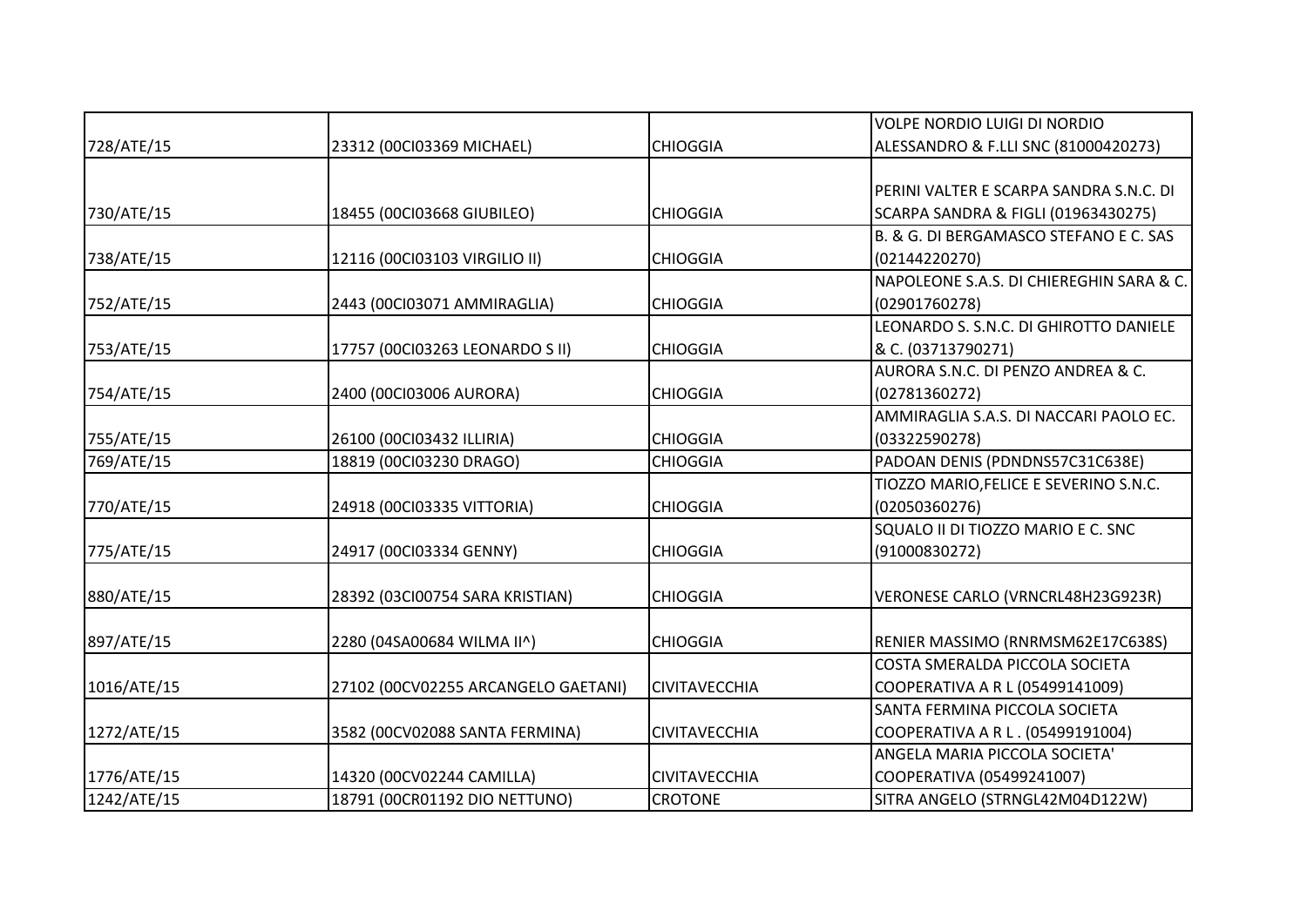| | | | |
|---|---|---|---|
| 728/ATE/15 | 23312 (00CI03369 MICHAEL) | CHIOGGIA | VOLPE NORDIO LUIGI DI NORDIO ALESSANDRO & F.LLI SNC (81000420273) |
| 730/ATE/15 | 18455 (00CI03668 GIUBILEO) | CHIOGGIA | PERINI VALTER E SCARPA SANDRA S.N.C. DI SCARPA SANDRA & FIGLI (01963430275) |
| 738/ATE/15 | 12116 (00CI03103 VIRGILIO II) | CHIOGGIA | B. & G. DI BERGAMASCO STEFANO E C. SAS (02144220270) |
| 752/ATE/15 | 2443 (00CI03071 AMMIRAGLIA) | CHIOGGIA | NAPOLEONE S.A.S. DI CHIEREGHIN SARA & C. (02901760278) |
| 753/ATE/15 | 17757 (00CI03263 LEONARDO S II) | CHIOGGIA | LEONARDO S. S.N.C. DI GHIROTTO DANIELE & C. (03713790271) |
| 754/ATE/15 | 2400 (00CI03006 AURORA) | CHIOGGIA | AURORA S.N.C. DI PENZO ANDREA & C. (02781360272) |
| 755/ATE/15 | 26100 (00CI03432 ILLIRIA) | CHIOGGIA | AMMIRAGLIA S.A.S. DI NACCARI PAOLO EC. (03322590278) |
| 769/ATE/15 | 18819 (00CI03230 DRAGO) | CHIOGGIA | PADOAN DENIS (PDNDNS57C31C638E) |
| 770/ATE/15 | 24918 (00CI03335 VITTORIA) | CHIOGGIA | TIOZZO MARIO,FELICE E SEVERINO S.N.C. (02050360276) |
| 775/ATE/15 | 24917 (00CI03334 GENNY) | CHIOGGIA | SQUALO II DI TIOZZO MARIO E C. SNC (91000830272) |
| 880/ATE/15 | 28392 (03CI00754 SARA KRISTIAN) | CHIOGGIA | VERONESE CARLO (VRNCRL48H23G923R) |
| 897/ATE/15 | 2280 (04SA00684 WILMA II^) | CHIOGGIA | RENIER MASSIMO (RNRMSM62E17C638S) |
| 1016/ATE/15 | 27102 (00CV02255 ARCANGELO GAETANI) | CIVITAVECCHIA | COSTA SMERALDA PICCOLA SOCIETA COOPERATIVA A R L (05499141009) |
| 1272/ATE/15 | 3582 (00CV02088 SANTA FERMINA) | CIVITAVECCHIA | SANTA FERMINA PICCOLA SOCIETA COOPERATIVA A R L . (05499191004) |
| 1776/ATE/15 | 14320 (00CV02244 CAMILLA) | CIVITAVECCHIA | ANGELA MARIA PICCOLA SOCIETA' COOPERATIVA (05499241007) |
| 1242/ATE/15 | 18791 (00CR01192 DIO NETTUNO) | CROTONE | SITRA ANGELO (STRNGL42M04D122W) |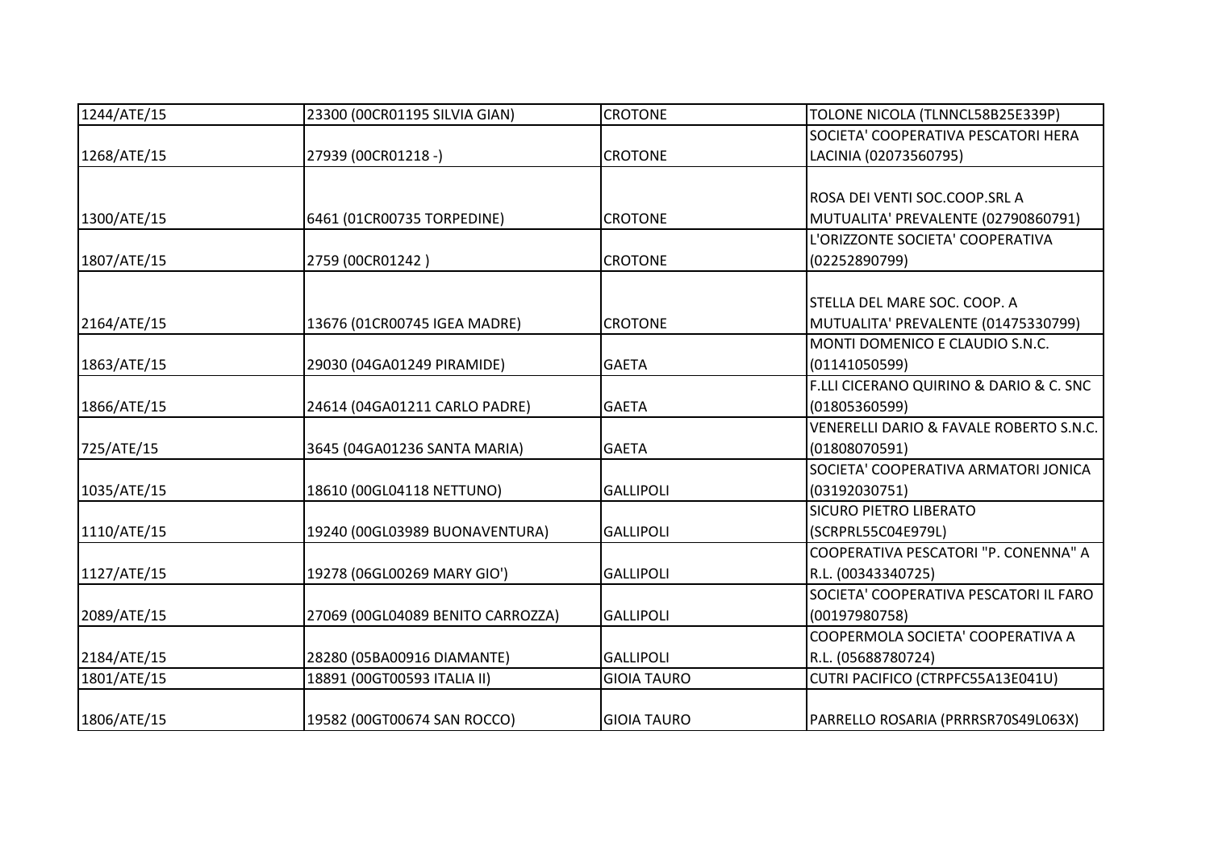| | | | |
|---|---|---|---|
| 1244/ATE/15 | 23300 (00CR01195 SILVIA GIAN) | CROTONE | TOLONE NICOLA (TLNNCL58B25E339P) |
| 1268/ATE/15 | 27939 (00CR01218 -) | CROTONE | SOCIETA' COOPERATIVA PESCATORI HERA LACINIA (02073560795) |
| 1300/ATE/15 | 6461 (01CR00735 TORPEDINE) | CROTONE | ROSA DEI VENTI SOC.COOP.SRL A MUTUALITA' PREVALENTE (02790860791) |
| 1807/ATE/15 | 2759 (00CR01242 ) | CROTONE | L'ORIZZONTE SOCIETA' COOPERATIVA (02252890799) |
| 2164/ATE/15 | 13676 (01CR00745 IGEA MADRE) | CROTONE | STELLA DEL MARE SOC. COOP. A MUTUALITA' PREVALENTE (01475330799) |
| 1863/ATE/15 | 29030 (04GA01249 PIRAMIDE) | GAETA | MONTI DOMENICO E CLAUDIO S.N.C. (01141050599) |
| 1866/ATE/15 | 24614 (04GA01211 CARLO PADRE) | GAETA | F.LLI CICERANO QUIRINO & DARIO & C. SNC (01805360599) |
| 725/ATE/15 | 3645 (04GA01236 SANTA MARIA) | GAETA | VENERELLI DARIO & FAVALE ROBERTO S.N.C. (01808070591) |
| 1035/ATE/15 | 18610 (00GL04118 NETTUNO) | GALLIPOLI | SOCIETA' COOPERATIVA ARMATORI JONICA (03192030751) |
| 1110/ATE/15 | 19240 (00GL03989 BUONAVENTURA) | GALLIPOLI | SICURO PIETRO LIBERATO (SCRPRL55C04E979L) |
| 1127/ATE/15 | 19278 (06GL00269 MARY GIO') | GALLIPOLI | COOPERATIVA PESCATORI "P. CONENNA" A R.L. (00343340725) |
| 2089/ATE/15 | 27069 (00GL04089 BENITO CARROZZA) | GALLIPOLI | SOCIETA' COOPERATIVA PESCATORI IL FARO (00197980758) |
| 2184/ATE/15 | 28280 (05BA00916 DIAMANTE) | GALLIPOLI | COOPERMOLA SOCIETA' COOPERATIVA A R.L. (05688780724) |
| 1801/ATE/15 | 18891 (00GT00593 ITALIA II) | GIOIA TAURO | CUTRI PACIFICO (CTRPFC55A13E041U) |
| 1806/ATE/15 | 19582 (00GT00674 SAN ROCCO) | GIOIA TAURO | PARRELLO ROSARIA (PRRRSR70S49L063X) |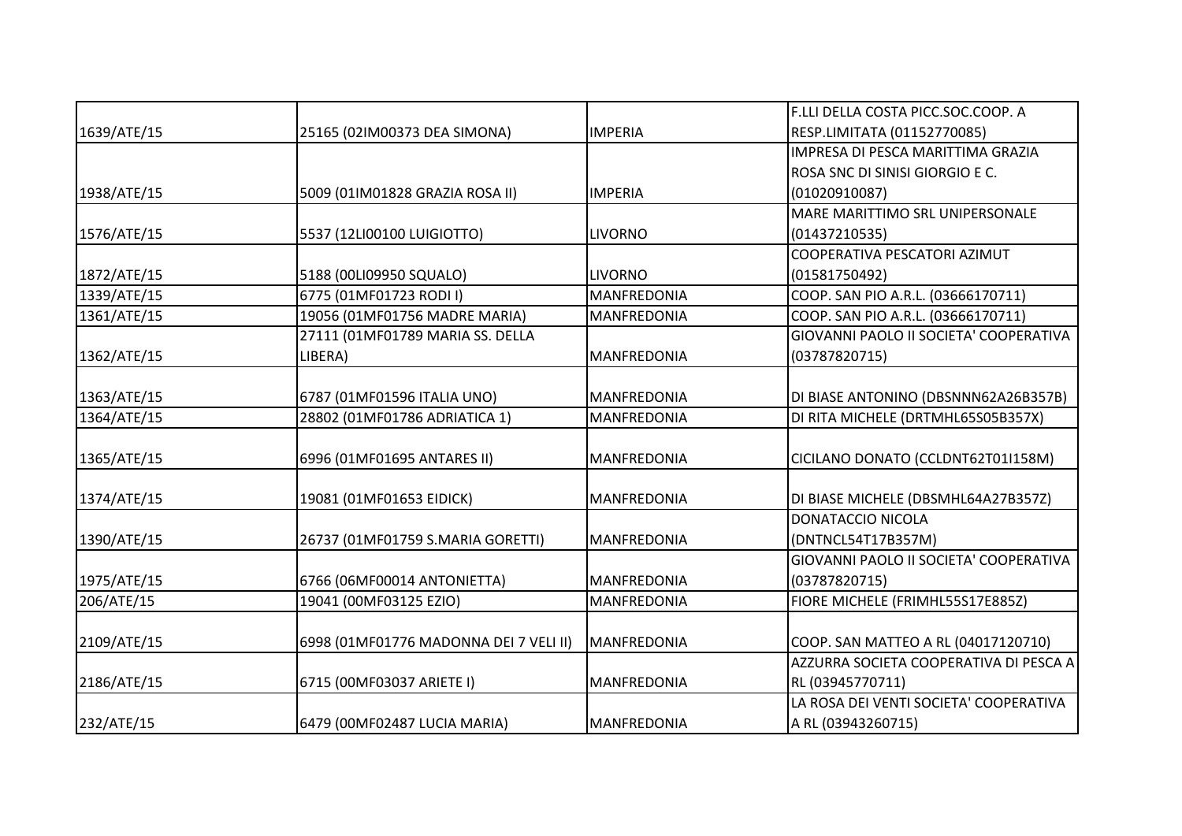| | | | |
|---|---|---|---|
| 1639/ATE/15 | 25165 (02IM00373 DEA SIMONA) | IMPERIA | F.LLI DELLA COSTA PICC.SOC.COOP. A RESP.LIMITATA (01152770085) |
| 1938/ATE/15 | 5009 (01IM01828 GRAZIA ROSA II) | IMPERIA | IMPRESA DI PESCA MARITTIMA GRAZIA ROSA SNC DI SINISI GIORGIO E C. (01020910087) |
| 1576/ATE/15 | 5537 (12LI00100 LUIGIOTTO) | LIVORNO | MARE MARITTIMO SRL UNIPERSONALE (01437210535) |
| 1872/ATE/15 | 5188 (00LI09950 SQUALO) | LIVORNO | COOPERATIVA PESCATORI AZIMUT (01581750492) |
| 1339/ATE/15 | 6775 (01MF01723 RODI I) | MANFREDONIA | COOP. SAN PIO A.R.L. (03666170711) |
| 1361/ATE/15 | 19056 (01MF01756 MADRE MARIA) | MANFREDONIA | COOP. SAN PIO A.R.L. (03666170711) |
| 1362/ATE/15 | 27111 (01MF01789 MARIA SS. DELLA LIBERA) | MANFREDONIA | GIOVANNI PAOLO II SOCIETA' COOPERATIVA (03787820715) |
| 1363/ATE/15 | 6787 (01MF01596 ITALIA UNO) | MANFREDONIA | DI BIASE ANTONINO (DBSNNN62A26B357B) |
| 1364/ATE/15 | 28802 (01MF01786 ADRIATICA 1) | MANFREDONIA | DI RITA MICHELE (DRTMHL65S05B357X) |
| 1365/ATE/15 | 6996 (01MF01695 ANTARES II) | MANFREDONIA | CICILANO DONATO (CCLDNT62T01I158M) |
| 1374/ATE/15 | 19081 (01MF01653 EIDICK) | MANFREDONIA | DI BIASE MICHELE (DBSMHL64A27B357Z) |
| 1390/ATE/15 | 26737 (01MF01759 S.MARIA GORETTI) | MANFREDONIA | DONATACCIO NICOLA (DNTNCL54T17B357M) |
| 1975/ATE/15 | 6766 (06MF00014 ANTONIETTA) | MANFREDONIA | GIOVANNI PAOLO II SOCIETA' COOPERATIVA (03787820715) |
| 206/ATE/15 | 19041 (00MF03125 EZIO) | MANFREDONIA | FIORE MICHELE (FRIMHL55S17E885Z) |
| 2109/ATE/15 | 6998 (01MF01776 MADONNA DEI 7 VELI II) | MANFREDONIA | COOP. SAN MATTEO A RL (04017120710) |
| 2186/ATE/15 | 6715 (00MF03037 ARIETE I) | MANFREDONIA | AZZURRA SOCIETA COOPERATIVA DI PESCA A RL (03945770711) |
| 232/ATE/15 | 6479 (00MF02487 LUCIA MARIA) | MANFREDONIA | LA ROSA DEI VENTI SOCIETA' COOPERATIVA A RL (03943260715) |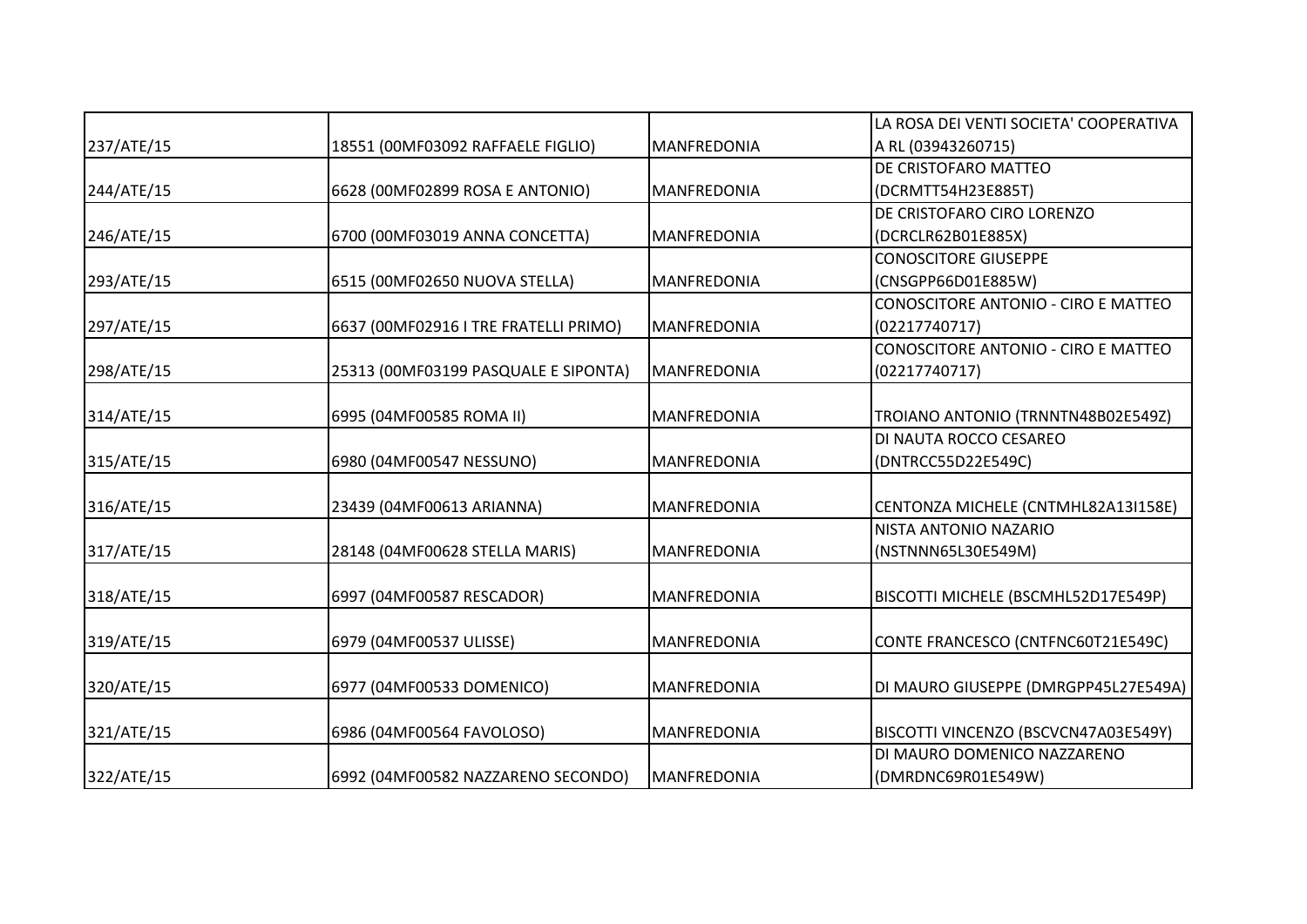| | | | |
|---|---|---|---|
| 237/ATE/15 | 18551 (00MF03092 RAFFAELE FIGLIO) | MANFREDONIA | LA ROSA DEI VENTI SOCIETA' COOPERATIVA A RL (03943260715) |
| 244/ATE/15 | 6628 (00MF02899 ROSA E ANTONIO) | MANFREDONIA | DE CRISTOFARO MATTEO (DCRMTT54H23E885T) |
| 246/ATE/15 | 6700 (00MF03019 ANNA CONCETTA) | MANFREDONIA | DE CRISTOFARO CIRO LORENZO (DCRCLR62B01E885X) |
| 293/ATE/15 | 6515 (00MF02650 NUOVA STELLA) | MANFREDONIA | CONOSCITORE GIUSEPPE (CNSGPP66D01E885W) |
| 297/ATE/15 | 6637 (00MF02916 I TRE FRATELLI PRIMO) | MANFREDONIA | CONOSCITORE ANTONIO - CIRO E MATTEO (02217740717) |
| 298/ATE/15 | 25313 (00MF03199 PASQUALE E SIPONTA) | MANFREDONIA | CONOSCITORE ANTONIO - CIRO E MATTEO (02217740717) |
| 314/ATE/15 | 6995 (04MF00585 ROMA II) | MANFREDONIA | TROIANO ANTONIO (TRNNTN48B02E549Z) |
| 315/ATE/15 | 6980 (04MF00547 NESSUNO) | MANFREDONIA | DI NAUTA ROCCO CESAREO (DNTRCC55D22E549C) |
| 316/ATE/15 | 23439 (04MF00613 ARIANNA) | MANFREDONIA | CENTONZA MICHELE (CNTMHL82A13I158E) |
| 317/ATE/15 | 28148 (04MF00628 STELLA MARIS) | MANFREDONIA | NISTA ANTONIO NAZARIO (NSTNNN65L30E549M) |
| 318/ATE/15 | 6997 (04MF00587 RESCADOR) | MANFREDONIA | BISCOTTI MICHELE (BSCMHL52D17E549P) |
| 319/ATE/15 | 6979 (04MF00537 ULISSE) | MANFREDONIA | CONTE FRANCESCO (CNTFNC60T21E549C) |
| 320/ATE/15 | 6977 (04MF00533 DOMENICO) | MANFREDONIA | DI MAURO GIUSEPPE (DMRGPP45L27E549A) |
| 321/ATE/15 | 6986 (04MF00564 FAVOLOSO) | MANFREDONIA | BISCOTTI VINCENZO (BSCVCN47A03E549Y) |
| 322/ATE/15 | 6992 (04MF00582 NAZZARENO SECONDO) | MANFREDONIA | DI MAURO DOMENICO NAZZARENO (DMRDNC69R01E549W) |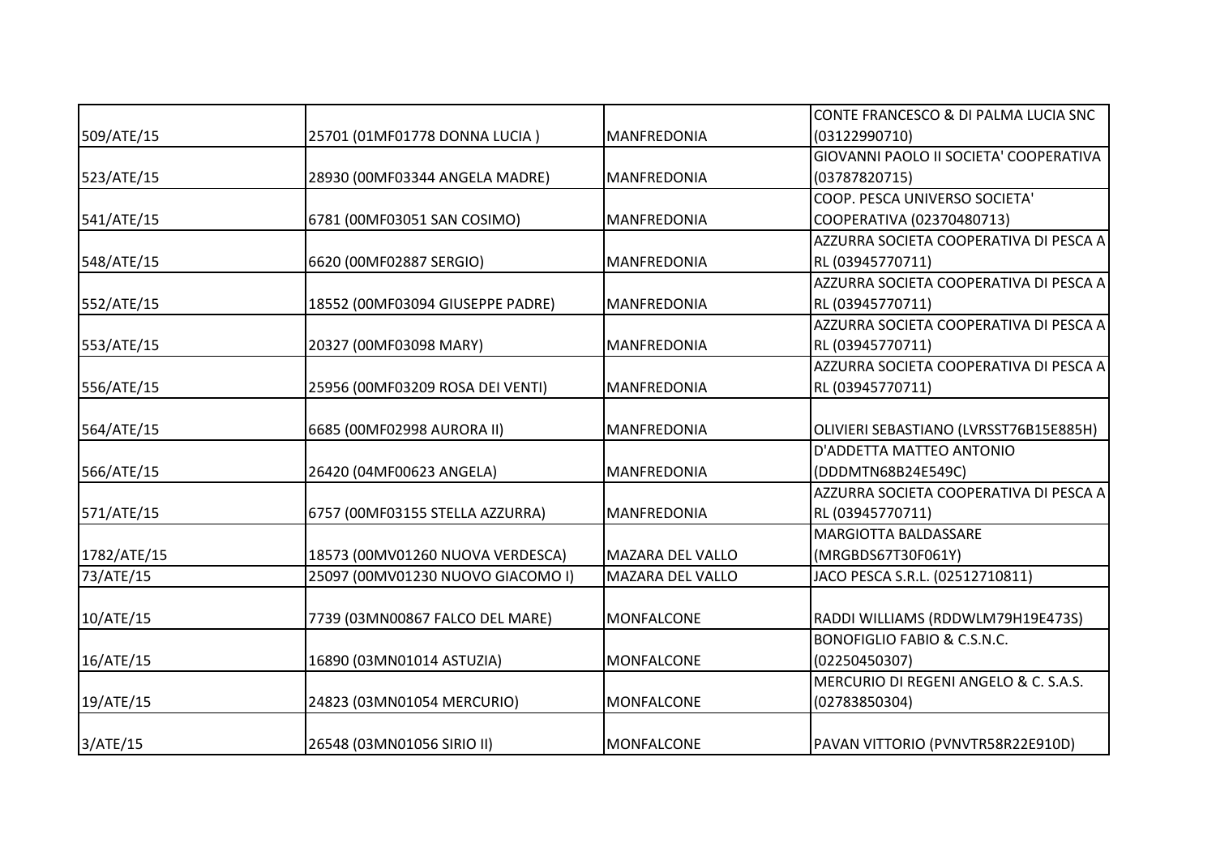| | | | |
|---|---|---|---|
| 509/ATE/15 | 25701 (01MF01778 DONNA LUCIA ) | MANFREDONIA | CONTE FRANCESCO & DI PALMA LUCIA SNC (03122990710) |
| 523/ATE/15 | 28930 (00MF03344 ANGELA MADRE) | MANFREDONIA | GIOVANNI PAOLO II SOCIETA' COOPERATIVA (03787820715) |
| 541/ATE/15 | 6781 (00MF03051 SAN COSIMO) | MANFREDONIA | COOP. PESCA UNIVERSO SOCIETA' COOPERATIVA (02370480713) |
| 548/ATE/15 | 6620 (00MF02887 SERGIO) | MANFREDONIA | AZZURRA SOCIETA COOPERATIVA DI PESCA A RL (03945770711) |
| 552/ATE/15 | 18552 (00MF03094 GIUSEPPE PADRE) | MANFREDONIA | AZZURRA SOCIETA COOPERATIVA DI PESCA A RL (03945770711) |
| 553/ATE/15 | 20327 (00MF03098 MARY) | MANFREDONIA | AZZURRA SOCIETA COOPERATIVA DI PESCA A RL (03945770711) |
| 556/ATE/15 | 25956 (00MF03209 ROSA DEI VENTI) | MANFREDONIA | AZZURRA SOCIETA COOPERATIVA DI PESCA A RL (03945770711) |
| 564/ATE/15 | 6685 (00MF02998 AURORA II) | MANFREDONIA | OLIVIERI SEBASTIANO (LVRSST76B15E885H) |
| 566/ATE/15 | 26420 (04MF00623 ANGELA) | MANFREDONIA | D'ADDETTA MATTEO ANTONIO (DDDMTN68B24E549C) |
| 571/ATE/15 | 6757 (00MF03155 STELLA AZZURRA) | MANFREDONIA | AZZURRA SOCIETA COOPERATIVA DI PESCA A RL (03945770711) |
| 1782/ATE/15 | 18573 (00MV01260 NUOVA VERDESCA) | MAZARA DEL VALLO | MARGIOTTA BALDASSARE (MRGBDS67T30F061Y) |
| 73/ATE/15 | 25097 (00MV01230 NUOVO GIACOMO I) | MAZARA DEL VALLO | JACO PESCA S.R.L. (02512710811) |
| 10/ATE/15 | 7739 (03MN00867 FALCO DEL MARE) | MONFALCONE | RADDI WILLIAMS (RDDWLM79H19E473S) |
| 16/ATE/15 | 16890 (03MN01014 ASTUZIA) | MONFALCONE | BONOFIGLIO FABIO & C.S.N.C. (02250450307) |
| 19/ATE/15 | 24823 (03MN01054 MERCURIO) | MONFALCONE | MERCURIO DI REGENI ANGELO & C. S.A.S. (02783850304) |
| 3/ATE/15 | 26548 (03MN01056 SIRIO II) | MONFALCONE | PAVAN VITTORIO (PVNVTR58R22E910D) |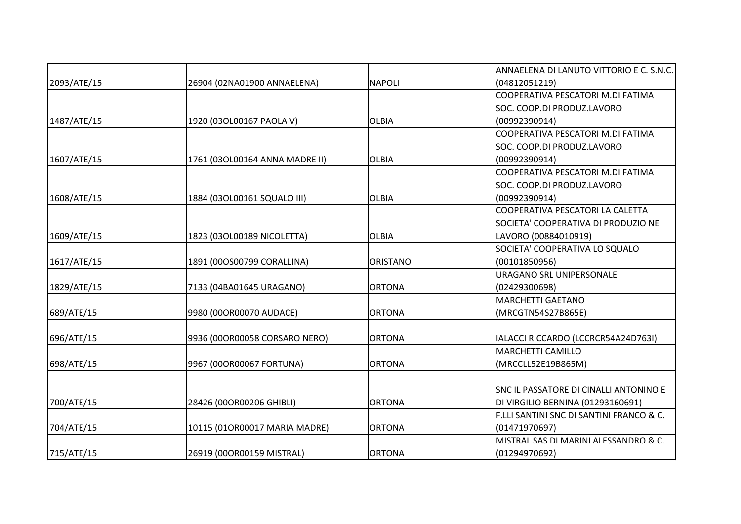| | | | |
|---|---|---|---|
| 2093/ATE/15 | 26904 (02NA01900 ANNAELENA) | NAPOLI | ANNAELENA DI LANUTO VITTORIO E C. S.N.C. (04812051219) |
| 1487/ATE/15 | 1920 (03OL00167 PAOLA V) | OLBIA | COOPERATIVA PESCATORI M.DI FATIMA SOC. COOP.DI PRODUZ.LAVORO (00992390914) |
| 1607/ATE/15 | 1761 (03OL00164 ANNA MADRE II) | OLBIA | COOPERATIVA PESCATORI M.DI FATIMA SOC. COOP.DI PRODUZ.LAVORO (00992390914) |
| 1608/ATE/15 | 1884 (03OL00161 SQUALO III) | OLBIA | COOPERATIVA PESCATORI M.DI FATIMA SOC. COOP.DI PRODUZ.LAVORO (00992390914) |
| 1609/ATE/15 | 1823 (03OL00189 NICOLETTA) | OLBIA | COOPERATIVA PESCATORI LA CALETTA SOCIETA' COOPERATIVA DI PRODUZIO NE LAVORO (00884010919) |
| 1617/ATE/15 | 1891 (00OS00799 CORALLINA) | ORISTANO | SOCIETA' COOPERATIVA LO SQUALO (00101850956) |
| 1829/ATE/15 | 7133 (04BA01645 URAGANO) | ORTONA | URAGANO SRL UNIPERSONALE (02429300698) |
| 689/ATE/15 | 9980 (00OR00070 AUDACE) | ORTONA | MARCHETTI GAETANO (MRCGTN54S27B865E) |
| 696/ATE/15 | 9936 (00OR00058 CORSARO NERO) | ORTONA | IALACCI RICCARDO (LCCRCR54A24D763I) |
| 698/ATE/15 | 9967 (00OR00067 FORTUNA) | ORTONA | MARCHETTI CAMILLO (MRCCLL52E19B865M) |
| 700/ATE/15 | 28426 (00OR00206 GHIBLI) | ORTONA | SNC IL PASSATORE DI CINALLI ANTONINO E DI VIRGILIO BERNINA (01293160691) |
| 704/ATE/15 | 10115 (01OR00017 MARIA MADRE) | ORTONA | F.LLI SANTINI SNC DI SANTINI FRANCO & C. (01471970697) |
| 715/ATE/15 | 26919 (00OR00159 MISTRAL) | ORTONA | MISTRAL SAS DI MARINI ALESSANDRO & C. (01294970692) |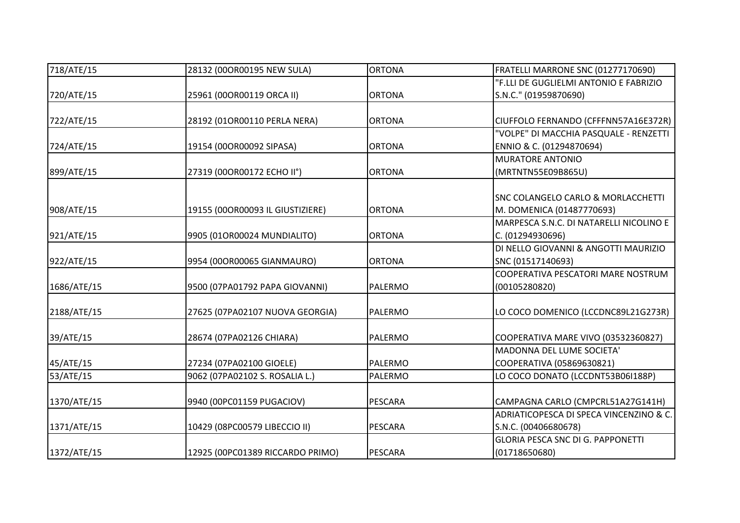| 718/ATE/15 | 28132 (00OR00195 NEW SULA) | ORTONA | FRATELLI MARRONE SNC (01277170690) |
|---|---|---|---|
| 720/ATE/15 | 25961 (00OR00119 ORCA II) | ORTONA | "F.LLI DE GUGLIELMI ANTONIO E FABRIZIO S.N.C." (01959870690) |
| 722/ATE/15 | 28192 (01OR00110 PERLA NERA) | ORTONA | CIUFFOLO FERNANDO (CFFFNN57A16E372R) |
| 724/ATE/15 | 19154 (00OR00092 SIPASA) | ORTONA | "VOLPE" DI MACCHIA PASQUALE - RENZETTI ENNIO & C. (01294870694) |
| 899/ATE/15 | 27319 (00OR00172 ECHO II°) | ORTONA | MURATORE ANTONIO (MRTNTN55E09B865U) |
| 908/ATE/15 | 19155 (00OR00093 IL GIUSTIZIERE) | ORTONA | SNC COLANGELO CARLO & MORLACCHETTI M. DOMENICA (01487770693) |
| 921/ATE/15 | 9905 (01OR00024 MUNDIALITO) | ORTONA | MARPESCA S.N.C. DI NATARELLI NICOLINO E C. (01294930696) |
| 922/ATE/15 | 9954 (00OR00065 GIANMAURO) | ORTONA | DI NELLO GIOVANNI & ANGOTTI MAURIZIO SNC (01517140693) |
| 1686/ATE/15 | 9500 (07PA01792 PAPA GIOVANNI) | PALERMO | COOPERATIVA PESCATORI MARE NOSTRUM (00105280820) |
| 2188/ATE/15 | 27625 (07PA02107 NUOVA GEORGIA) | PALERMO | LO COCO DOMENICO (LCCDNC89L21G273R) |
| 39/ATE/15 | 28674 (07PA02126 CHIARA) | PALERMO | COOPERATIVA MARE VIVO (03532360827) |
| 45/ATE/15 | 27234 (07PA02100 GIOELE) | PALERMO | MADONNA DEL LUME SOCIETA' COOPERATIVA (05869630821) |
| 53/ATE/15 | 9062 (07PA02102 S. ROSALIA L.) | PALERMO | LO COCO DONATO (LCCDNT53B06I188P) |
| 1370/ATE/15 | 9940 (00PC01159 PUGACIOV) | PESCARA | CAMPAGNA CARLO (CMPCRL51A27G141H) |
| 1371/ATE/15 | 10429 (08PC00579 LIBECCIO II) | PESCARA | ADRIATICOPESCA DI SPECA VINCENZINO & C. S.N.C. (00406680678) |
| 1372/ATE/15 | 12925 (00PC01389 RICCARDO PRIMO) | PESCARA | GLORIA PESCA SNC DI G. PAPPONETTI (01718650680) |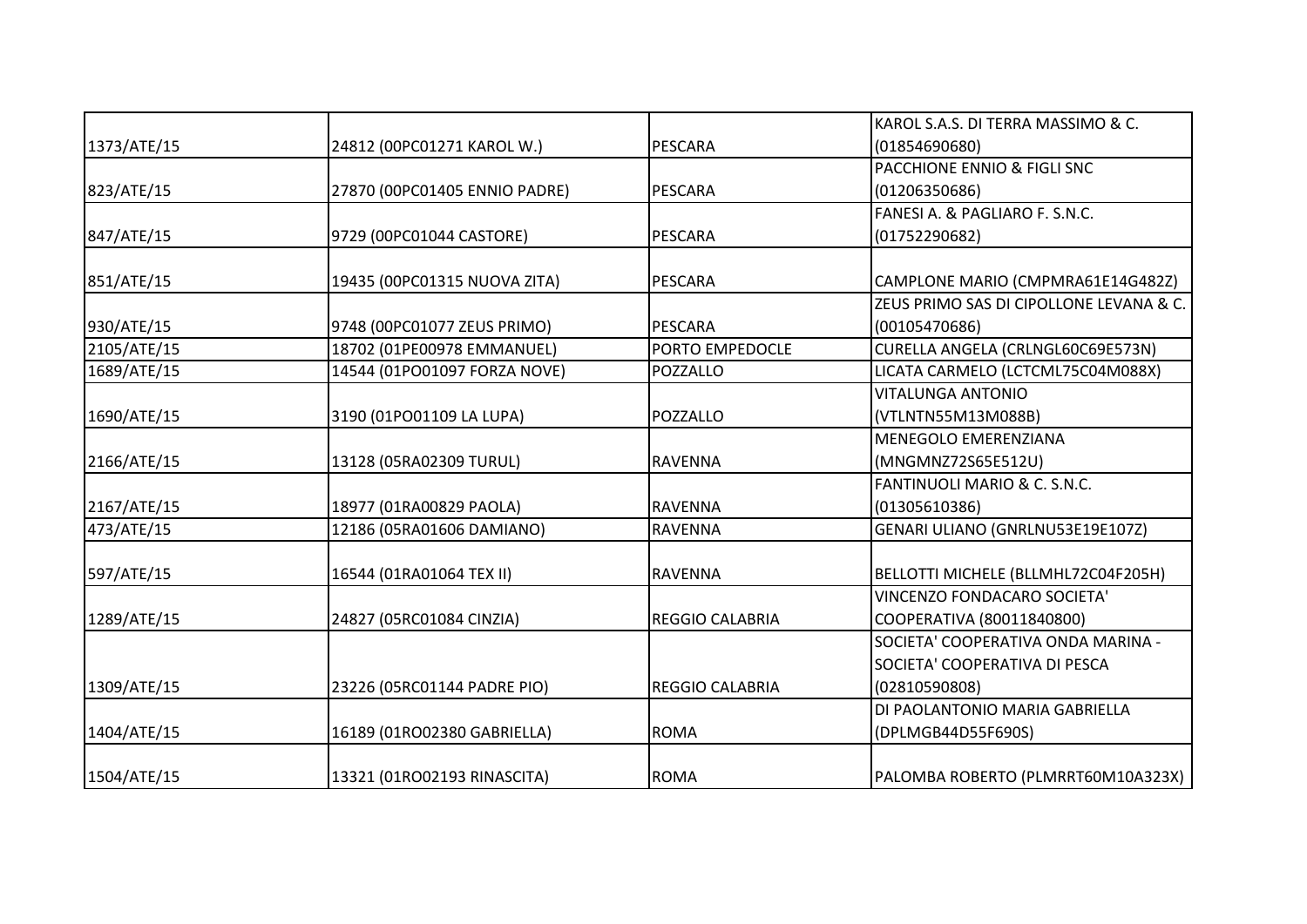| | | | |
|---|---|---|---|
| 1373/ATE/15 | 24812 (00PC01271 KAROL W.) | PESCARA | KAROL S.A.S. DI TERRA MASSIMO & C. (01854690680) |
| 823/ATE/15 | 27870 (00PC01405 ENNIO PADRE) | PESCARA | PACCHIONE ENNIO & FIGLI SNC (01206350686) |
| 847/ATE/15 | 9729 (00PC01044 CASTORE) | PESCARA | FANESI A. & PAGLIARO F. S.N.C. (01752290682) |
| 851/ATE/15 | 19435 (00PC01315 NUOVA ZITA) | PESCARA | CAMPLONE MARIO (CMPMRA61E14G482Z) |
| 930/ATE/15 | 9748 (00PC01077 ZEUS PRIMO) | PESCARA | ZEUS PRIMO SAS DI CIPOLLONE LEVANA & C. (00105470686) |
| 2105/ATE/15 | 18702 (01PE00978 EMMANUEL) | PORTO EMPEDOCLE | CURELLA ANGELA (CRLNGL60C69E573N) |
| 1689/ATE/15 | 14544 (01PO01097 FORZA NOVE) | POZZALLO | LICATA CARMELO (LCTCML75C04M088X) |
| 1690/ATE/15 | 3190 (01PO01109 LA LUPA) | POZZALLO | VITALUNGA ANTONIO (VTLNTN55M13M088B) |
| 2166/ATE/15 | 13128 (05RA02309 TURUL) | RAVENNA | MENEGOLO EMERENZIANA (MNGMNZ72S65E512U) |
| 2167/ATE/15 | 18977 (01RA00829 PAOLA) | RAVENNA | FANTINUOLI MARIO & C. S.N.C. (01305610386) |
| 473/ATE/15 | 12186 (05RA01606 DAMIANO) | RAVENNA | GENARI ULIANO (GNRLNU53E19E107Z) |
| 597/ATE/15 | 16544 (01RA01064 TEX II) | RAVENNA | BELLOTTI MICHELE (BLLMHL72C04F205H) |
| 1289/ATE/15 | 24827 (05RC01084 CINZIA) | REGGIO CALABRIA | VINCENZO FONDACARO SOCIETA' COOPERATIVA (80011840800) |
| 1309/ATE/15 | 23226 (05RC01144 PADRE PIO) | REGGIO CALABRIA | SOCIETA' COOPERATIVA ONDA MARINA - SOCIETA' COOPERATIVA DI PESCA (02810590808) |
| 1404/ATE/15 | 16189 (01RO02380 GABRIELLA) | ROMA | DI PAOLANTONIO MARIA GABRIELLA (DPLMGB44D55F690S) |
| 1504/ATE/15 | 13321 (01RO02193 RINASCITA) | ROMA | PALOMBA ROBERTO (PLMRRT60M10A323X) |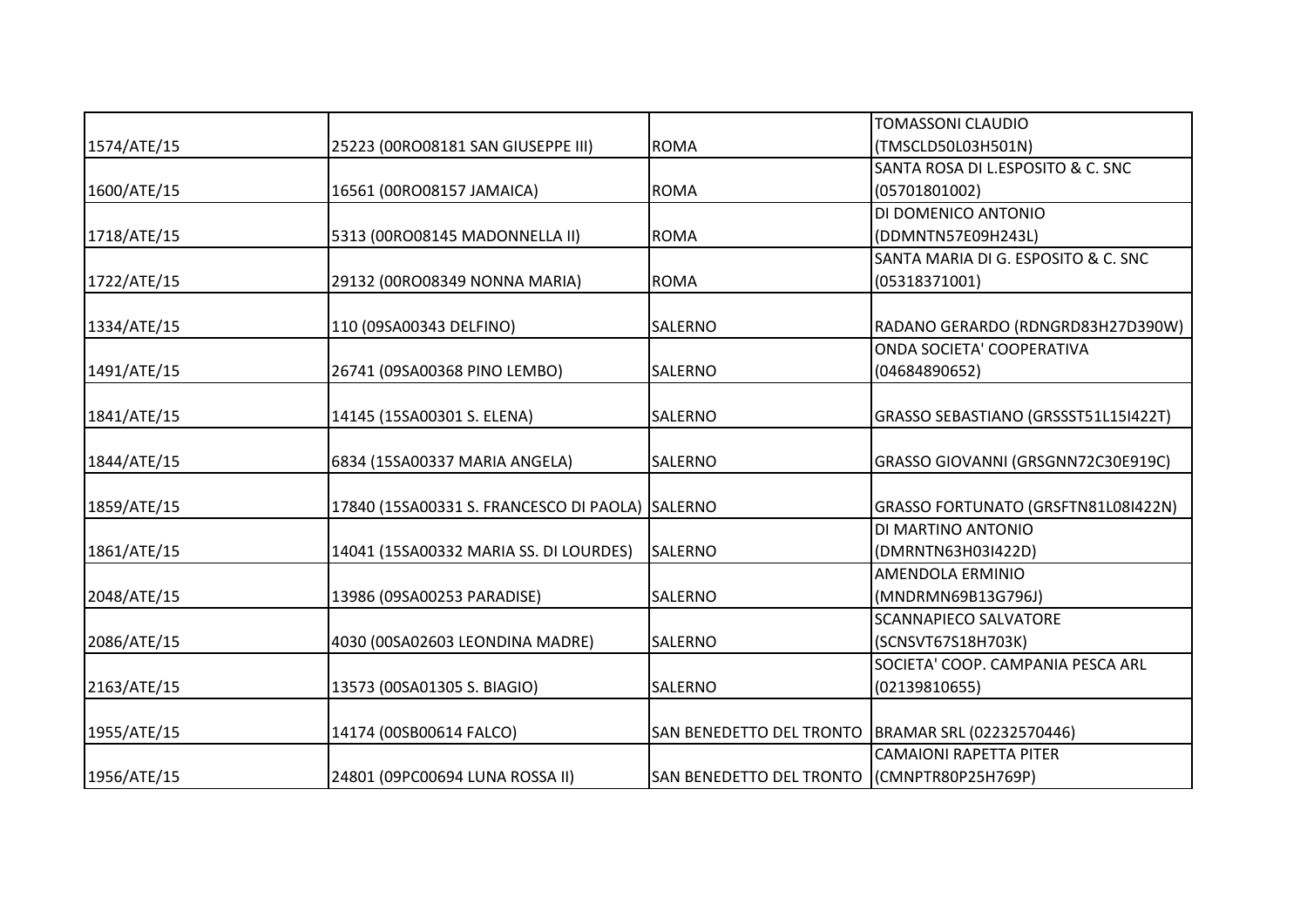| | | | |
|---|---|---|---|
| 1574/ATE/15 | 25223 (00RO08181 SAN GIUSEPPE III) | ROMA | TOMASSONI CLAUDIO (TMSCLD50L03H501N) |
| 1600/ATE/15 | 16561 (00RO08157 JAMAICA) | ROMA | SANTA ROSA DI L.ESPOSITO & C. SNC (05701801002) |
| 1718/ATE/15 | 5313 (00RO08145 MADONNELLA II) | ROMA | DI DOMENICO ANTONIO (DDMNTN57E09H243L) |
| 1722/ATE/15 | 29132 (00RO08349 NONNA MARIA) | ROMA | SANTA MARIA DI G. ESPOSITO & C. SNC (05318371001) |
| 1334/ATE/15 | 110 (09SA00343 DELFINO) | SALERNO | RADANO GERARDO (RDNGRD83H27D390W) |
| 1491/ATE/15 | 26741 (09SA00368 PINO LEMBO) | SALERNO | ONDA SOCIETA' COOPERATIVA (04684890652) |
| 1841/ATE/15 | 14145 (15SA00301 S. ELENA) | SALERNO | GRASSO SEBASTIANO (GRSSST51L15I422T) |
| 1844/ATE/15 | 6834 (15SA00337 MARIA ANGELA) | SALERNO | GRASSO GIOVANNI (GRSGNN72C30E919C) |
| 1859/ATE/15 | 17840 (15SA00331 S. FRANCESCO DI PAOLA) | SALERNO | GRASSO FORTUNATO (GRSFTN81L08I422N) |
| 1861/ATE/15 | 14041 (15SA00332 MARIA SS. DI LOURDES) | SALERNO | DI MARTINO ANTONIO (DMRNTN63H03I422D) |
| 2048/ATE/15 | 13986 (09SA00253 PARADISE) | SALERNO | AMENDOLA ERMINIO (MNDRMN69B13G796J) |
| 2086/ATE/15 | 4030 (00SA02603 LEONDINA MADRE) | SALERNO | SCANNAPIECO SALVATORE (SCNSVT67S18H703K) |
| 2163/ATE/15 | 13573 (00SA01305 S. BIAGIO) | SALERNO | SOCIETA' COOP. CAMPANIA PESCA ARL (02139810655) |
| 1955/ATE/15 | 14174 (00SB00614 FALCO) | SAN BENEDETTO DEL TRONTO | BRAMAR SRL (02232570446) |
| 1956/ATE/15 | 24801 (09PC00694 LUNA ROSSA II) | SAN BENEDETTO DEL TRONTO | CAMAIONI RAPETTA PITER (CMNPTR80P25H769P) |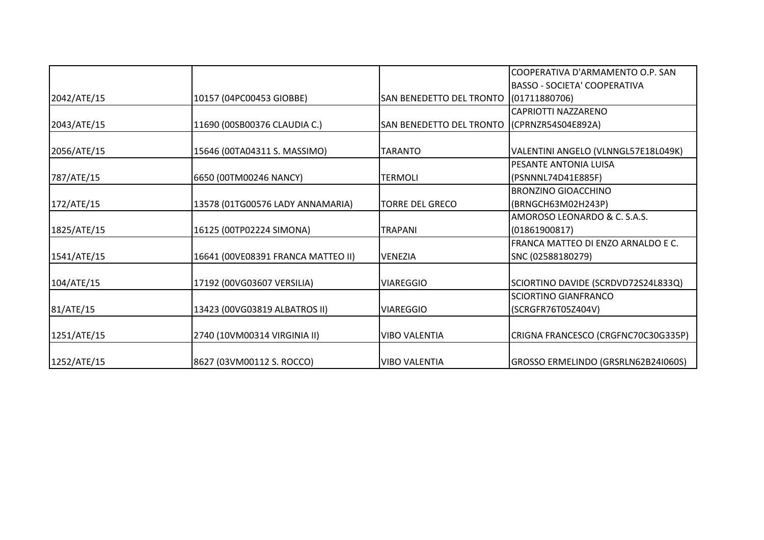| | | | |
|---|---|---|---|
| 2042/ATE/15 | 10157 (04PC00453 GIOBBE) | SAN BENEDETTO DEL TRONTO | COOPERATIVA D'ARMAMENTO O.P. SAN BASSO - SOCIETA' COOPERATIVA (01711880706) |
| 2043/ATE/15 | 11690 (00SB00376 CLAUDIA C.) | SAN BENEDETTO DEL TRONTO | CAPRIOTTI NAZZARENO (CPRNZR54S04E892A) |
| 2056/ATE/15 | 15646 (00TA04311 S. MASSIMO) | TARANTO | VALENTINI ANGELO (VLNNGL57E18L049K) |
| 787/ATE/15 | 6650 (00TM00246 NANCY) | TERMOLI | PESANTE ANTONIA LUISA (PSNNNL74D41E885F) |
| 172/ATE/15 | 13578 (01TG00576 LADY ANNAMARIA) | TORRE DEL GRECO | BRONZINO GIOACCHINO (BRNGCH63M02H243P) |
| 1825/ATE/15 | 16125 (00TP02224 SIMONA) | TRAPANI | AMOROSO LEONARDO & C. S.A.S. (01861900817) |
| 1541/ATE/15 | 16641 (00VE08391 FRANCA MATTEO II) | VENEZIA | FRANCA MATTEO DI ENZO ARNALDO E C. SNC (02588180279) |
| 104/ATE/15 | 17192 (00VG03607 VERSILIA) | VIAREGGIO | SCIORTINO DAVIDE (SCRDVD72S24L833Q) |
| 81/ATE/15 | 13423 (00VG03819 ALBATROS II) | VIAREGGIO | SCIORTINO GIANFRANCO (SCRGFR76T05Z404V) |
| 1251/ATE/15 | 2740 (10VM00314 VIRGINIA II) | VIBO VALENTIA | CRIGNA FRANCESCO (CRGFNC70C30G335P) |
| 1252/ATE/15 | 8627 (03VM00112 S. ROCCO) | VIBO VALENTIA | GROSSO ERMELINDO (GRSRLN62B24I060S) |